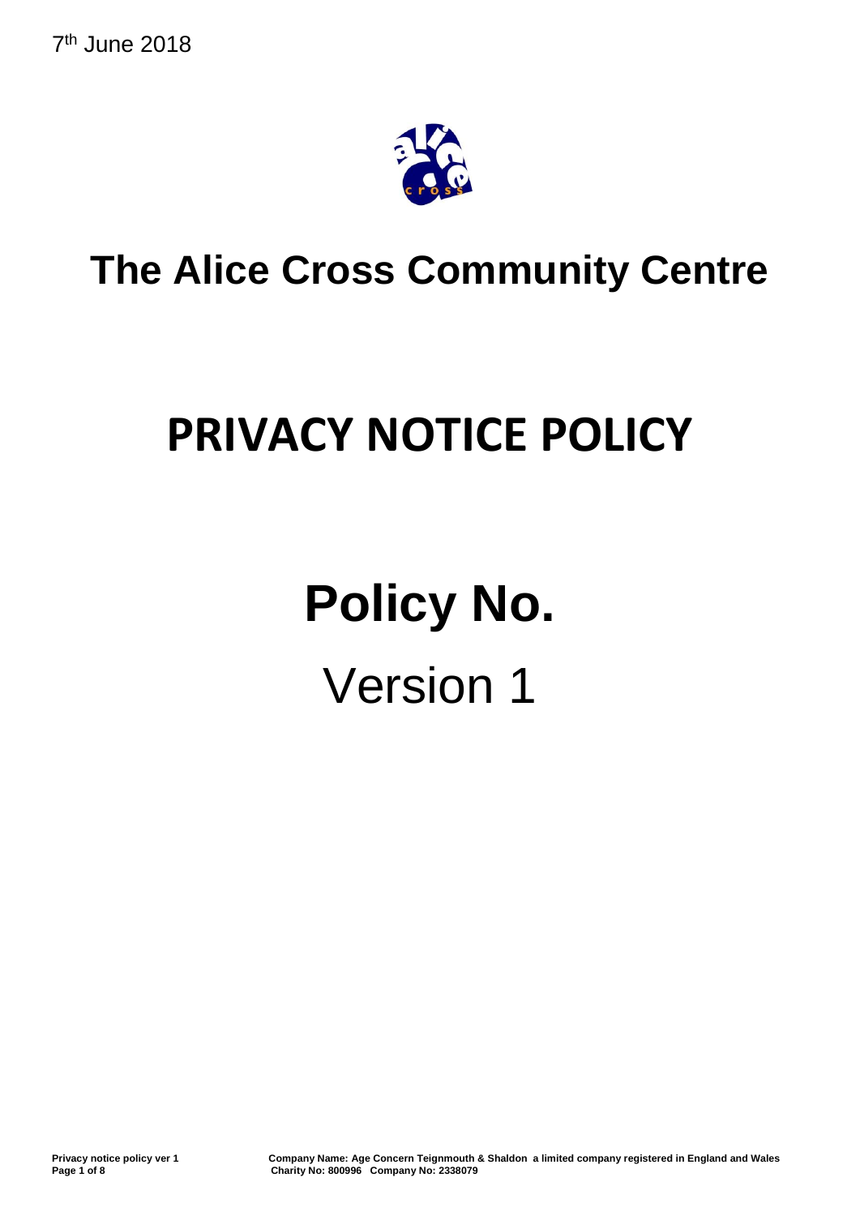7th June 2018

# The Alice Cross Community Centre

# PRIVACY NOTICE POLICY

# Policy No.

Version 1

Privacy notice policy ver 1

Company Name: Age Concern Teignmouth & Shaldon a limited company registered in England and Wales
Charity No: 800996 Company No: 2338079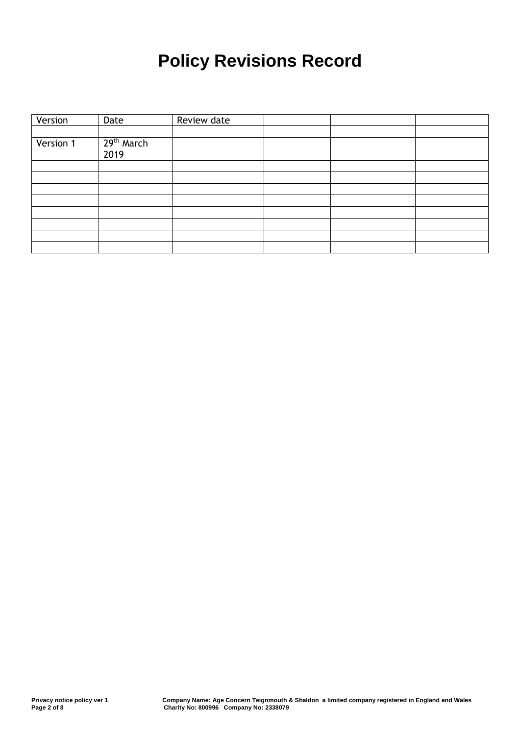# Policy Revisions Record

| Version | Date | Review date | | | |
|---|---|---|---|---|---|
| | | | | | |
| Version 1 | 29th March 2019 | | | | |
| | | | | | |
| | | | | | |
| | | | | | |
| | | | | | |
| | | | | | |
| | | | | | |
| | | | | | |
| | | | | | |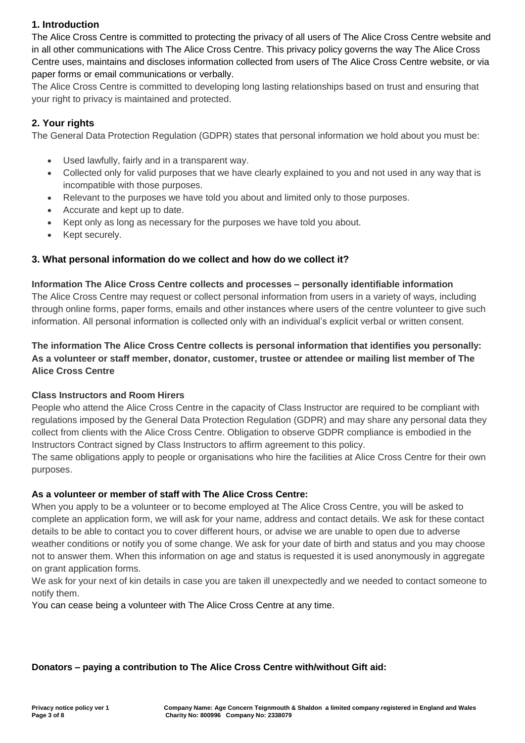## 1. Introduction

The Alice Cross Centre is committed to protecting the privacy of all users of The Alice Cross Centre website and in all other communications with The Alice Cross Centre. This privacy policy governs the way The Alice Cross Centre uses, maintains and discloses information collected from users of The Alice Cross Centre website, or via paper forms or email communications or verbally.

The Alice Cross Centre is committed to developing long lasting relationships based on trust and ensuring that your right to privacy is maintained and protected.

## 2. Your rights

The General Data Protection Regulation (GDPR) states that personal information we hold about you must be:

- Used lawfully, fairly and in a transparent way.
- Collected only for valid purposes that we have clearly explained to you and not used in any way that is incompatible with those purposes.
- Relevant to the purposes we have told you about and limited only to those purposes.
- Accurate and kept up to date.
- Kept only as long as necessary for the purposes we have told you about.
- Kept securely.

## 3. What personal information do we collect and how do we collect it?

**Information The Alice Cross Centre collects and processes – personally identifiable information**

The Alice Cross Centre may request or collect personal information from users in a variety of ways, including through online forms, paper forms, emails and other instances where users of the centre volunteer to give such information. All personal information is collected only with an individual's explicit verbal or written consent.

**The information The Alice Cross Centre collects is personal information that identifies you personally: As a volunteer or staff member, donator, customer, trustee or attendee or mailing list member of The Alice Cross Centre**

**Class Instructors and Room Hirers**

People who attend the Alice Cross Centre in the capacity of Class Instructor are required to be compliant with regulations imposed by the General Data Protection Regulation (GDPR) and may share any personal data they collect from clients with the Alice Cross Centre. Obligation to observe GDPR compliance is embodied in the Instructors Contract signed by Class Instructors to affirm agreement to this policy.

The same obligations apply to people or organisations who hire the facilities at Alice Cross Centre for their own purposes.

**As a volunteer or member of staff with The Alice Cross Centre:**

When you apply to be a volunteer or to become employed at The Alice Cross Centre, you will be asked to complete an application form, we will ask for your name, address and contact details. We ask for these contact details to be able to contact you to cover different hours, or advise we are unable to open due to adverse weather conditions or notify you of some change. We ask for your date of birth and status and you may choose not to answer them. When this information on age and status is requested it is used anonymously in aggregate on grant application forms.

We ask for your next of kin details in case you are taken ill unexpectedly and we needed to contact someone to notify them.

You can cease being a volunteer with The Alice Cross Centre at any time.

**Donators – paying a contribution to The Alice Cross Centre with/without Gift aid:**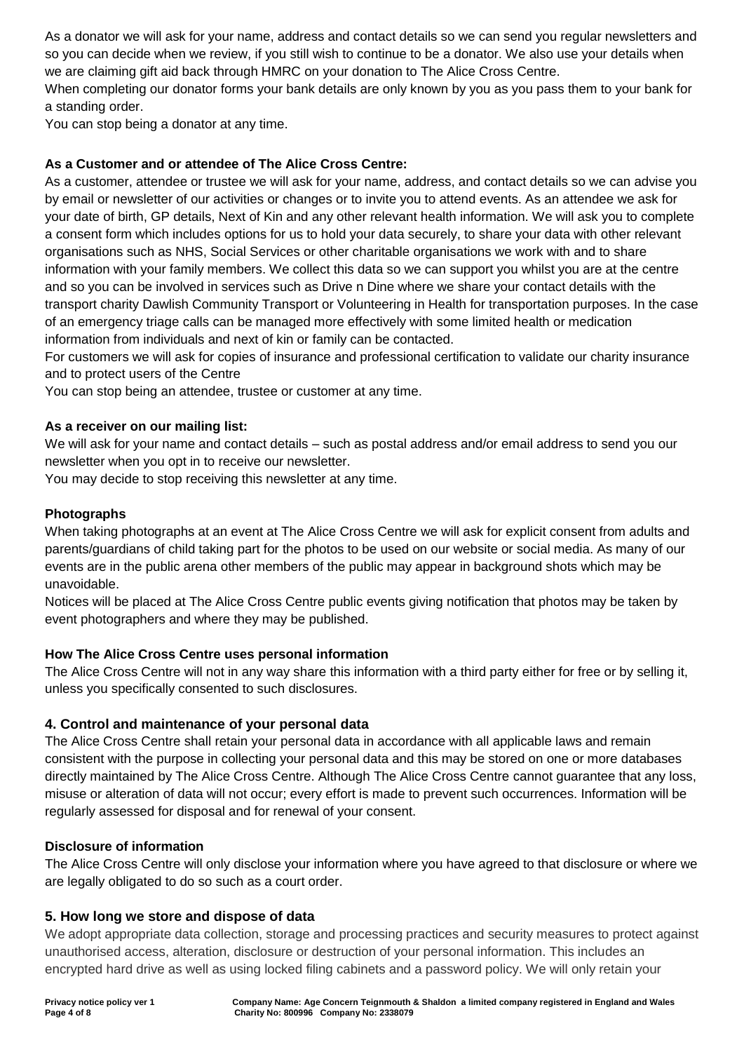As a donator we will ask for your name, address and contact details so we can send you regular newsletters and so you can decide when we review, if you still wish to continue to be a donator. We also use your details when we are claiming gift aid back through HMRC on your donation to The Alice Cross Centre.

When completing our donator forms your bank details are only known by you as you pass them to your bank for a standing order.

You can stop being a donator at any time.

**As a Customer and or attendee of The Alice Cross Centre:**

As a customer, attendee or trustee we will ask for your name, address, and contact details so we can advise you by email or newsletter of our activities or changes or to invite you to attend events. As an attendee we ask for your date of birth, GP details, Next of Kin and any other relevant health information. We will ask you to complete a consent form which includes options for us to hold your data securely, to share your data with other relevant organisations such as NHS, Social Services or other charitable organisations we work with and to share information with your family members. We collect this data so we can support you whilst you are at the centre and so you can be involved in services such as Drive n Dine where we share your contact details with the transport charity Dawlish Community Transport or Volunteering in Health for transportation purposes. In the case of an emergency triage calls can be managed more effectively with some limited health or medication information from individuals and next of kin or family can be contacted.

For customers we will ask for copies of insurance and professional certification to validate our charity insurance and to protect users of the Centre

You can stop being an attendee, trustee or customer at any time.

**As a receiver on our mailing list:**

We will ask for your name and contact details – such as postal address and/or email address to send you our newsletter when you opt in to receive our newsletter.

You may decide to stop receiving this newsletter at any time.

**Photographs**

When taking photographs at an event at The Alice Cross Centre we will ask for explicit consent from adults and parents/guardians of child taking part for the photos to be used on our website or social media. As many of our events are in the public arena other members of the public may appear in background shots which may be unavoidable.

Notices will be placed at The Alice Cross Centre public events giving notification that photos may be taken by event photographers and where they may be published.

**How The Alice Cross Centre uses personal information**

The Alice Cross Centre will not in any way share this information with a third party either for free or by selling it, unless you specifically consented to such disclosures.

## 4. Control and maintenance of your personal data

The Alice Cross Centre shall retain your personal data in accordance with all applicable laws and remain consistent with the purpose in collecting your personal data and this may be stored on one or more databases directly maintained by The Alice Cross Centre. Although The Alice Cross Centre cannot guarantee that any loss, misuse or alteration of data will not occur; every effort is made to prevent such occurrences. Information will be regularly assessed for disposal and for renewal of your consent.

**Disclosure of information**

The Alice Cross Centre will only disclose your information where you have agreed to that disclosure or where we are legally obligated to do so such as a court order.

## 5. How long we store and dispose of data

We adopt appropriate data collection, storage and processing practices and security measures to protect against unauthorised access, alteration, disclosure or destruction of your personal information. This includes an encrypted hard drive as well as using locked filing cabinets and a password policy. We will only retain your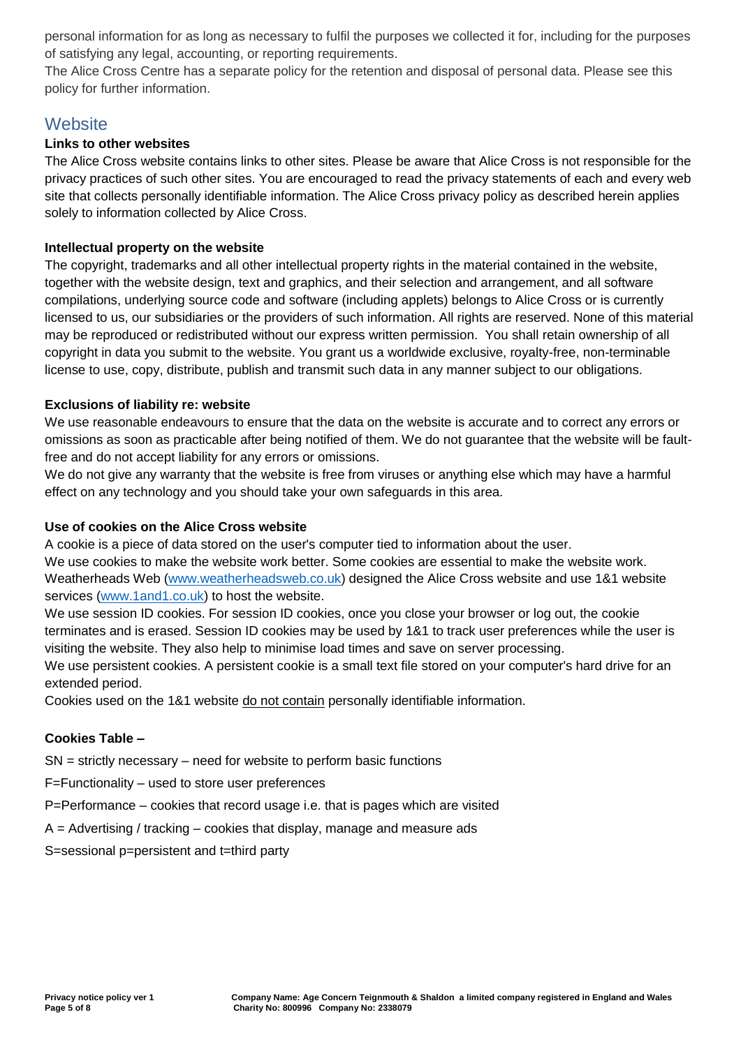personal information for as long as necessary to fulfil the purposes we collected it for, including for the purposes of satisfying any legal, accounting, or reporting requirements.

The Alice Cross Centre has a separate policy for the retention and disposal of personal data. Please see this policy for further information.

## Website

**Links to other websites**

The Alice Cross website contains links to other sites. Please be aware that Alice Cross is not responsible for the privacy practices of such other sites. You are encouraged to read the privacy statements of each and every web site that collects personally identifiable information. The Alice Cross privacy policy as described herein applies solely to information collected by Alice Cross.

**Intellectual property on the website**

The copyright, trademarks and all other intellectual property rights in the material contained in the website, together with the website design, text and graphics, and their selection and arrangement, and all software compilations, underlying source code and software (including applets) belongs to Alice Cross or is currently licensed to us, our subsidiaries or the providers of such information. All rights are reserved. None of this material may be reproduced or redistributed without our express written permission. You shall retain ownership of all copyright in data you submit to the website. You grant us a worldwide exclusive, royalty-free, non-terminable license to use, copy, distribute, publish and transmit such data in any manner subject to our obligations.

**Exclusions of liability re: website**

We use reasonable endeavours to ensure that the data on the website is accurate and to correct any errors or omissions as soon as practicable after being notified of them. We do not guarantee that the website will be fault-free and do not accept liability for any errors or omissions.

We do not give any warranty that the website is free from viruses or anything else which may have a harmful effect on any technology and you should take your own safeguards in this area.

**Use of cookies on the Alice Cross website**

A cookie is a piece of data stored on the user's computer tied to information about the user.

We use cookies to make the website work better. Some cookies are essential to make the website work. Weatherheads Web (www.weatherheadsweb.co.uk) designed the Alice Cross website and use 1&1 website services (www.1and1.co.uk) to host the website.

We use session ID cookies. For session ID cookies, once you close your browser or log out, the cookie terminates and is erased. Session ID cookies may be used by 1&1 to track user preferences while the user is visiting the website. They also help to minimise load times and save on server processing.

We use persistent cookies. A persistent cookie is a small text file stored on your computer's hard drive for an extended period.

Cookies used on the 1&1 website do not contain personally identifiable information.

**Cookies Table –**

SN = strictly necessary – need for website to perform basic functions

F=Functionality – used to store user preferences

P=Performance – cookies that record usage i.e. that is pages which are visited

A = Advertising / tracking – cookies that display, manage and measure ads

S=sessional p=persistent and t=third party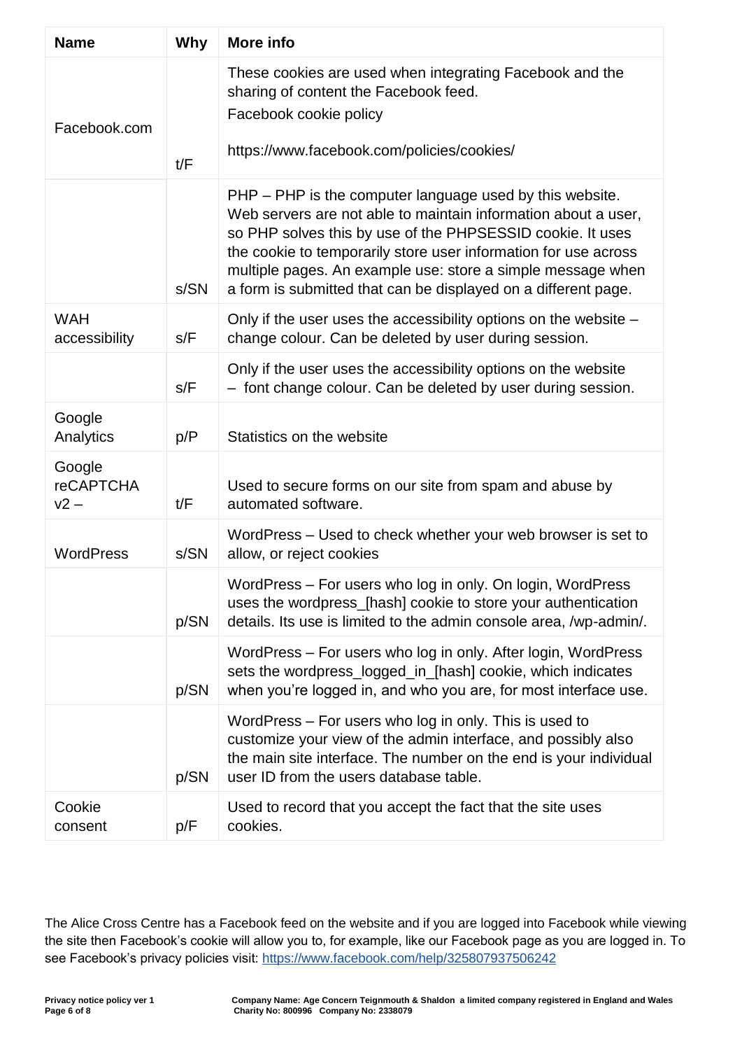| Name | Why | More info |
|---|---|---|
| Facebook.com | t/F | These cookies are used when integrating Facebook and the sharing of content the Facebook feed.<br>Facebook cookie policy<br>https://www.facebook.com/policies/cookies/ |
| | s/SN | PHP – PHP is the computer language used by this website. Web servers are not able to maintain information about a user, so PHP solves this by use of the PHPSESSID cookie. It uses the cookie to temporarily store user information for use across multiple pages. An example use: store a simple message when a form is submitted that can be displayed on a different page. |
| WAH accessibility | s/F | Only if the user uses the accessibility options on the website – change colour. Can be deleted by user during session. |
| | s/F | Only if the user uses the accessibility options on the website – font change colour. Can be deleted by user during session. |
| Google Analytics | p/P | Statistics on the website |
| Google reCAPTCHA v2 – | t/F | Used to secure forms on our site from spam and abuse by automated software. |
| WordPress | s/SN | WordPress – Used to check whether your web browser is set to allow, or reject cookies |
| | p/SN | WordPress – For users who log in only. On login, WordPress uses the wordpress_[hash] cookie to store your authentication details. Its use is limited to the admin console area, /wp-admin/. |
| | p/SN | WordPress – For users who log in only. After login, WordPress sets the wordpress_logged_in_[hash] cookie, which indicates when you're logged in, and who you are, for most interface use. |
| | p/SN | WordPress – For users who log in only. This is used to customize your view of the admin interface, and possibly also the main site interface. The number on the end is your individual user ID from the users database table. |
| Cookie consent | p/F | Used to record that you accept the fact that the site uses cookies. |

The Alice Cross Centre has a Facebook feed on the website and if you are logged into Facebook while viewing the site then Facebook's cookie will allow you to, for example, like our Facebook page as you are logged in. To see Facebook's privacy policies visit: https://www.facebook.com/help/325807937506242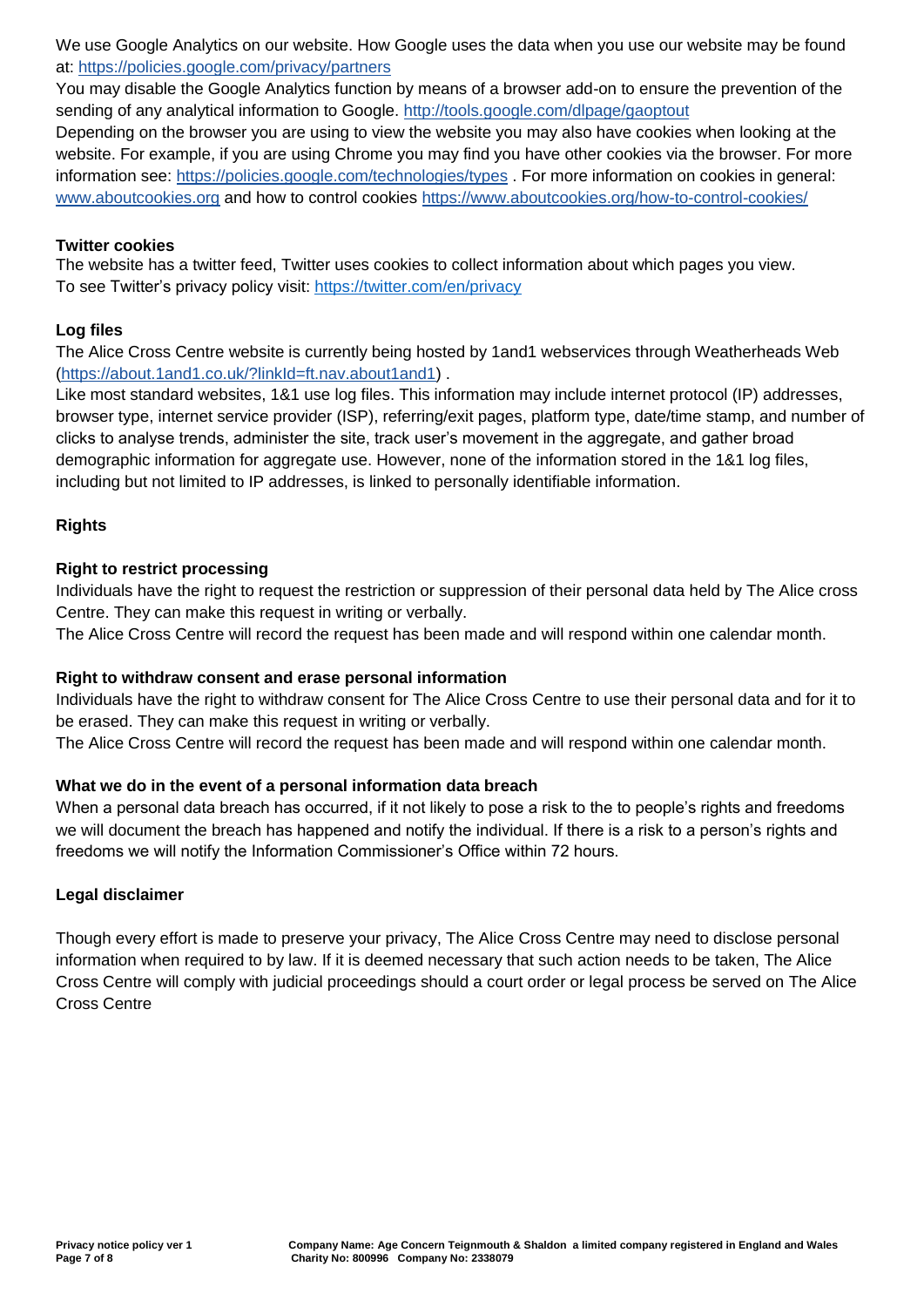We use Google Analytics on our website. How Google uses the data when you use our website may be found at: https://policies.google.com/privacy/partners

You may disable the Google Analytics function by means of a browser add-on to ensure the prevention of the sending of any analytical information to Google. http://tools.google.com/dlpage/gaoptout

Depending on the browser you are using to view the website you may also have cookies when looking at the website. For example, if you are using Chrome you may find you have other cookies via the browser. For more information see: https://policies.google.com/technologies/types . For more information on cookies in general: www.aboutcookies.org and how to control cookies https://www.aboutcookies.org/how-to-control-cookies/

**Twitter cookies**

The website has a twitter feed, Twitter uses cookies to collect information about which pages you view. To see Twitter's privacy policy visit: https://twitter.com/en/privacy

**Log files**

The Alice Cross Centre website is currently being hosted by 1and1 webservices through Weatherheads Web (https://about.1and1.co.uk/?linkId=ft.nav.about1and1) .

Like most standard websites, 1&1 use log files. This information may include internet protocol (IP) addresses, browser type, internet service provider (ISP), referring/exit pages, platform type, date/time stamp, and number of clicks to analyse trends, administer the site, track user's movement in the aggregate, and gather broad demographic information for aggregate use. However, none of the information stored in the 1&1 log files, including but not limited to IP addresses, is linked to personally identifiable information.

**Rights**

**Right to restrict processing**

Individuals have the right to request the restriction or suppression of their personal data held by The Alice cross Centre. They can make this request in writing or verbally.

The Alice Cross Centre will record the request has been made and will respond within one calendar month.

**Right to withdraw consent and erase personal information**

Individuals have the right to withdraw consent for The Alice Cross Centre to use their personal data and for it to be erased. They can make this request in writing or verbally.

The Alice Cross Centre will record the request has been made and will respond within one calendar month.

**What we do in the event of a personal information data breach**

When a personal data breach has occurred, if it not likely to pose a risk to the to people's rights and freedoms we will document the breach has happened and notify the individual. If there is a risk to a person's rights and freedoms we will notify the Information Commissioner's Office within 72 hours.

**Legal disclaimer**

Though every effort is made to preserve your privacy, The Alice Cross Centre may need to disclose personal information when required to by law. If it is deemed necessary that such action needs to be taken, The Alice Cross Centre will comply with judicial proceedings should a court order or legal process be served on The Alice Cross Centre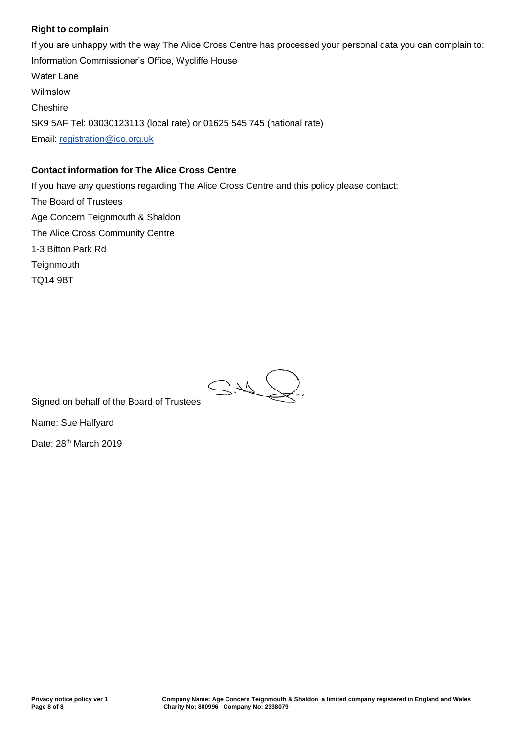**Right to complain**

If you are unhappy with the way The Alice Cross Centre has processed your personal data you can complain to:

Information Commissioner's Office, Wycliffe House

Water Lane

Wilmslow

Cheshire

SK9 5AF Tel: 03030123113 (local rate) or 01625 545 745 (national rate)

Email: registration@ico.org.uk

**Contact information for The Alice Cross Centre**

If you have any questions regarding The Alice Cross Centre and this policy please contact:

The Board of Trustees

Age Concern Teignmouth & Shaldon

The Alice Cross Community Centre

1-3 Bitton Park Rd

Teignmouth

TQ14 9BT

Signed on behalf of the Board of Trustees

Name: Sue Halfyard

Date: 28th March 2019

Privacy notice policy ver 1

Company Name: Age Concern Teignmouth & Shaldon a limited company registered in England and Wales
Charity No: 800996 Company No: 2338079